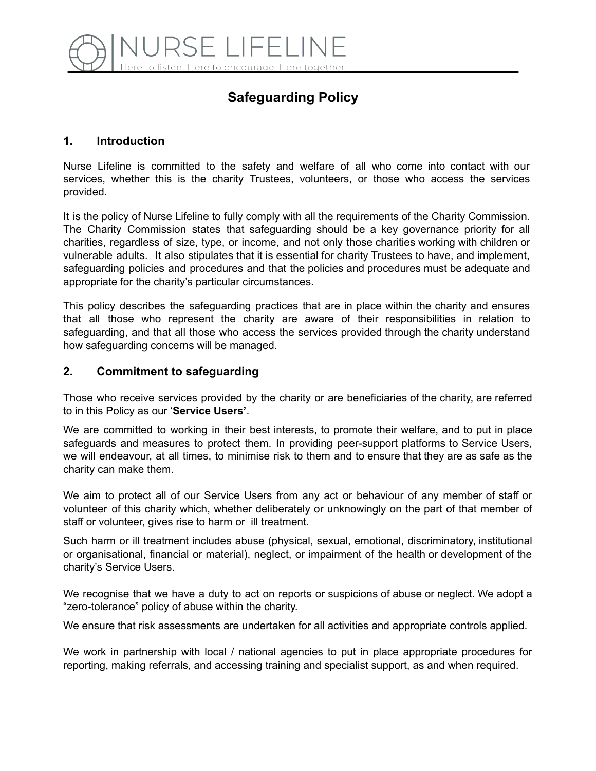NURSE LIFELINE

Here to listen. Here to encourage. Here together.

# Safeguarding Policy

## 1. Introduction

Nurse Lifeline is committed to the safety and welfare of all who come into contact with our services, whether this is the charity Trustees, volunteers, or those who access the services provided.

It is the policy of Nurse Lifeline to fully comply with all the requirements of the Charity Commission. The Charity Commission states that safeguarding should be a key governance priority for all charities, regardless of size, type, or income, and not only those charities working with children or vulnerable adults. It also stipulates that it is essential for charity Trustees to have, and implement, safeguarding policies and procedures and that the policies and procedures must be adequate and appropriate for the charity's particular circumstances.

This policy describes the safeguarding practices that are in place within the charity and ensures that all those who represent the charity are aware of their responsibilities in relation to safeguarding, and that all those who access the services provided through the charity understand how safeguarding concerns will be managed.

## 2. Commitment to safeguarding

Those who receive services provided by the charity or are beneficiaries of the charity, are referred to in this Policy as our '**Service Users'**.

We are committed to working in their best interests, to promote their welfare, and to put in place safeguards and measures to protect them. In providing peer-support platforms to Service Users, we will endeavour, at all times, to minimise risk to them and to ensure that they are as safe as the charity can make them.

We aim to protect all of our Service Users from any act or behaviour of any member of staff or volunteer of this charity which, whether deliberately or unknowingly on the part of that member of staff or volunteer, gives rise to harm or ill treatment.

Such harm or ill treatment includes abuse (physical, sexual, emotional, discriminatory, institutional or organisational, financial or material), neglect, or impairment of the health or development of the charity's Service Users.

We recognise that we have a duty to act on reports or suspicions of abuse or neglect. We adopt a "zero-tolerance" policy of abuse within the charity.

We ensure that risk assessments are undertaken for all activities and appropriate controls applied.

We work in partnership with local / national agencies to put in place appropriate procedures for reporting, making referrals, and accessing training and specialist support, as and when required.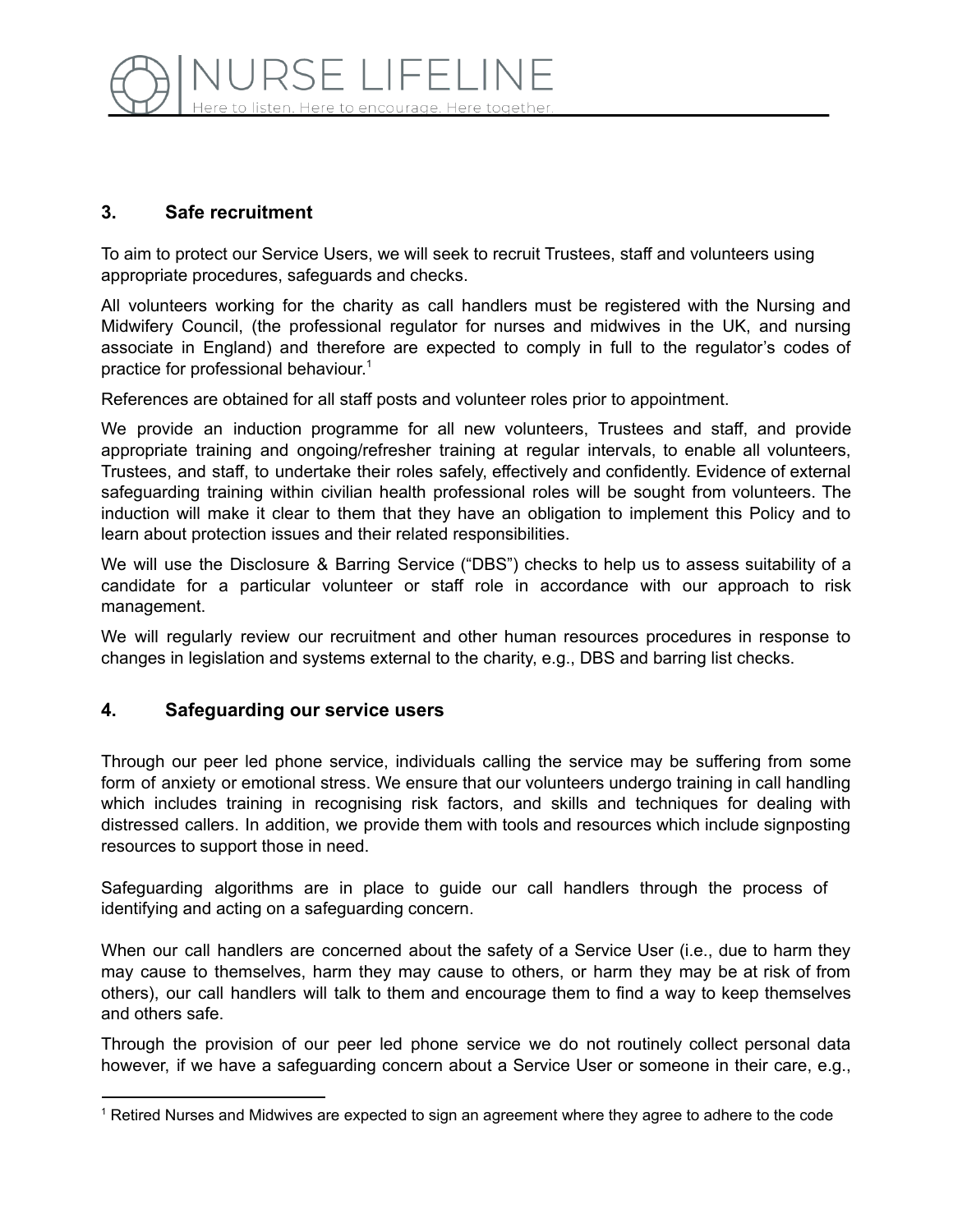## 3. Safe recruitment

To aim to protect our Service Users, we will seek to recruit Trustees, staff and volunteers using appropriate procedures, safeguards and checks.

All volunteers working for the charity as call handlers must be registered with the Nursing and Midwifery Council, (the professional regulator for nurses and midwives in the UK, and nursing associate in England) and therefore are expected to comply in full to the regulator's codes of practice for professional behaviour.[1]

References are obtained for all staff posts and volunteer roles prior to appointment.

We provide an induction programme for all new volunteers, Trustees and staff, and provide appropriate training and ongoing/refresher training at regular intervals, to enable all volunteers, Trustees, and staff, to undertake their roles safely, effectively and confidently. Evidence of external safeguarding training within civilian health professional roles will be sought from volunteers. The induction will make it clear to them that they have an obligation to implement this Policy and to learn about protection issues and their related responsibilities.

We will use the Disclosure & Barring Service ("DBS") checks to help us to assess suitability of a candidate for a particular volunteer or staff role in accordance with our approach to risk management.

We will regularly review our recruitment and other human resources procedures in response to changes in legislation and systems external to the charity, e.g., DBS and barring list checks.

## 4. Safeguarding our service users

Through our peer led phone service, individuals calling the service may be suffering from some form of anxiety or emotional stress. We ensure that our volunteers undergo training in call handling which includes training in recognising risk factors, and skills and techniques for dealing with distressed callers. In addition, we provide them with tools and resources which include signposting resources to support those in need.

Safeguarding algorithms are in place to guide our call handlers through the process of identifying and acting on a safeguarding concern.

When our call handlers are concerned about the safety of a Service User (i.e., due to harm they may cause to themselves, harm they may cause to others, or harm they may be at risk of from others), our call handlers will talk to them and encourage them to find a way to keep themselves and others safe.

Through the provision of our peer led phone service we do not routinely collect personal data however, if we have a safeguarding concern about a Service User or someone in their care, e.g.,

[1] Retired Nurses and Midwives are expected to sign an agreement where they agree to adhere to the code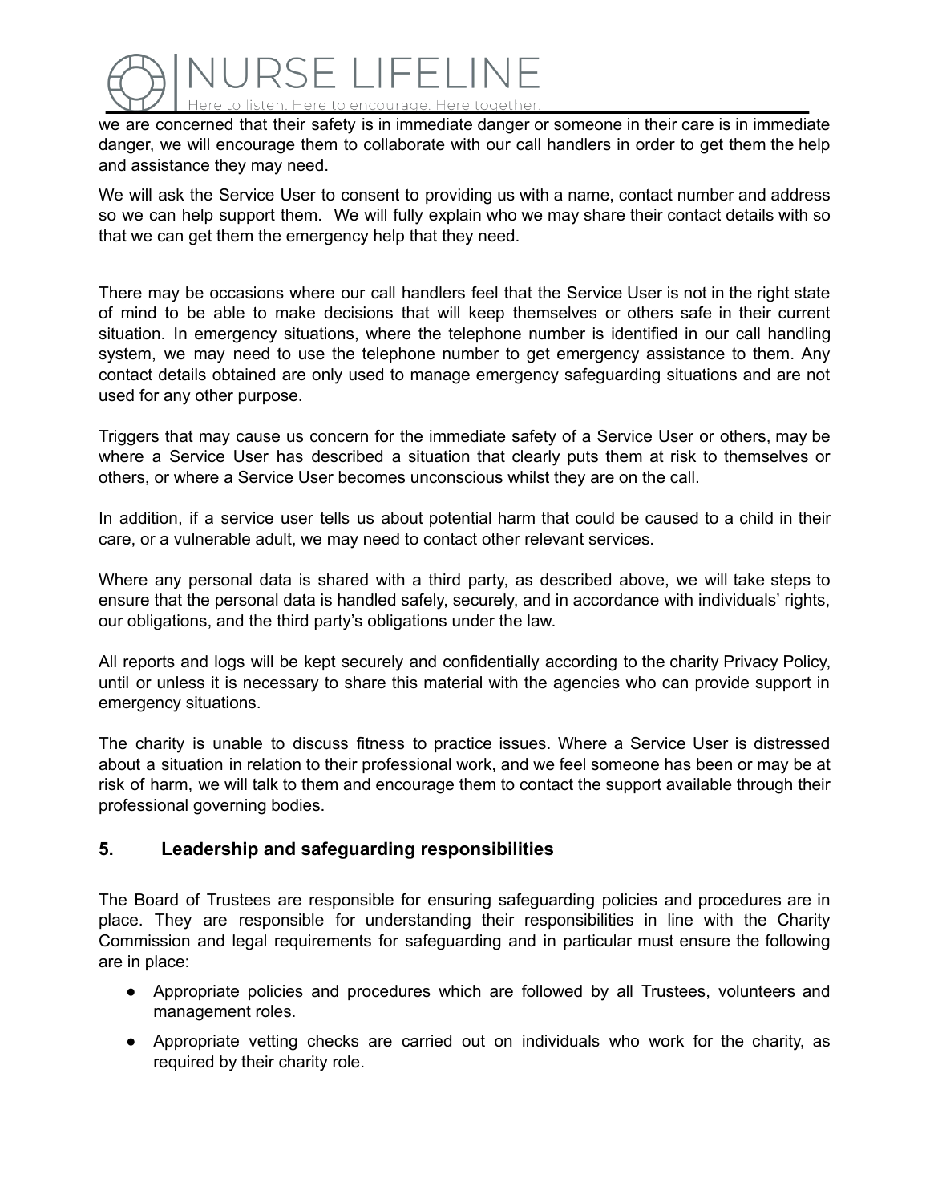we are concerned that their safety is in immediate danger or someone in their care is in immediate danger, we will encourage them to collaborate with our call handlers in order to get them the help and assistance they may need.

We will ask the Service User to consent to providing us with a name, contact number and address so we can help support them. We will fully explain who we may share their contact details with so that we can get them the emergency help that they need.

There may be occasions where our call handlers feel that the Service User is not in the right state of mind to be able to make decisions that will keep themselves or others safe in their current situation. In emergency situations, where the telephone number is identified in our call handling system, we may need to use the telephone number to get emergency assistance to them. Any contact details obtained are only used to manage emergency safeguarding situations and are not used for any other purpose.

Triggers that may cause us concern for the immediate safety of a Service User or others, may be where a Service User has described a situation that clearly puts them at risk to themselves or others, or where a Service User becomes unconscious whilst they are on the call.

In addition, if a service user tells us about potential harm that could be caused to a child in their care, or a vulnerable adult, we may need to contact other relevant services.

Where any personal data is shared with a third party, as described above, we will take steps to ensure that the personal data is handled safely, securely, and in accordance with individuals' rights, our obligations, and the third party's obligations under the law.

All reports and logs will be kept securely and confidentially according to the charity Privacy Policy, until or unless it is necessary to share this material with the agencies who can provide support in emergency situations.

The charity is unable to discuss fitness to practice issues. Where a Service User is distressed about a situation in relation to their professional work, and we feel someone has been or may be at risk of harm, we will talk to them and encourage them to contact the support available through their professional governing bodies.

## 5. Leadership and safeguarding responsibilities

The Board of Trustees are responsible for ensuring safeguarding policies and procedures are in place. They are responsible for understanding their responsibilities in line with the Charity Commission and legal requirements for safeguarding and in particular must ensure the following are in place:

- Appropriate policies and procedures which are followed by all Trustees, volunteers and management roles.
- Appropriate vetting checks are carried out on individuals who work for the charity, as required by their charity role.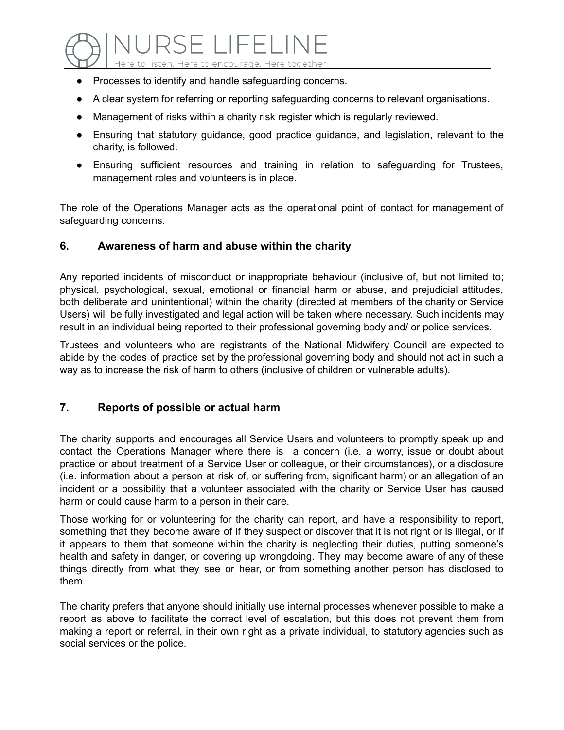- Processes to identify and handle safeguarding concerns.
- A clear system for referring or reporting safeguarding concerns to relevant organisations.
- Management of risks within a charity risk register which is regularly reviewed.
- Ensuring that statutory guidance, good practice guidance, and legislation, relevant to the charity, is followed.
- Ensuring sufficient resources and training in relation to safeguarding for Trustees, management roles and volunteers is in place.

The role of the Operations Manager acts as the operational point of contact for management of safeguarding concerns.

## 6. Awareness of harm and abuse within the charity

Any reported incidents of misconduct or inappropriate behaviour (inclusive of, but not limited to; physical, psychological, sexual, emotional or financial harm or abuse, and prejudicial attitudes, both deliberate and unintentional) within the charity (directed at members of the charity or Service Users) will be fully investigated and legal action will be taken where necessary. Such incidents may result in an individual being reported to their professional governing body and/ or police services.

Trustees and volunteers who are registrants of the National Midwifery Council are expected to abide by the codes of practice set by the professional governing body and should not act in such a way as to increase the risk of harm to others (inclusive of children or vulnerable adults).

## 7. Reports of possible or actual harm

The charity supports and encourages all Service Users and volunteers to promptly speak up and contact the Operations Manager where there is a concern (i.e. a worry, issue or doubt about practice or about treatment of a Service User or colleague, or their circumstances), or a disclosure (i.e. information about a person at risk of, or suffering from, significant harm) or an allegation of an incident or a possibility that a volunteer associated with the charity or Service User has caused harm or could cause harm to a person in their care.

Those working for or volunteering for the charity can report, and have a responsibility to report, something that they become aware of if they suspect or discover that it is not right or is illegal, or if it appears to them that someone within the charity is neglecting their duties, putting someone's health and safety in danger, or covering up wrongdoing. They may become aware of any of these things directly from what they see or hear, or from something another person has disclosed to them.

The charity prefers that anyone should initially use internal processes whenever possible to make a report as above to facilitate the correct level of escalation, but this does not prevent them from making a report or referral, in their own right as a private individual, to statutory agencies such as social services or the police.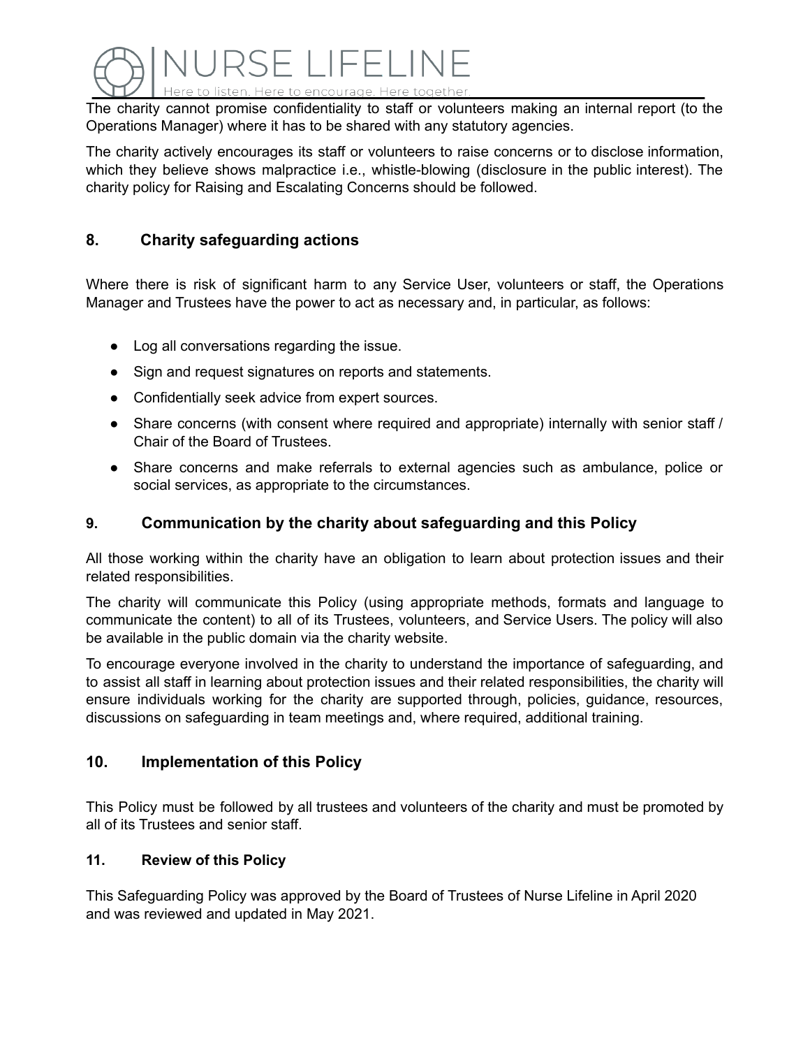The charity cannot promise confidentiality to staff or volunteers making an internal report (to the Operations Manager) where it has to be shared with any statutory agencies.

The charity actively encourages its staff or volunteers to raise concerns or to disclose information, which they believe shows malpractice i.e., whistle-blowing (disclosure in the public interest). The charity policy for Raising and Escalating Concerns should be followed.

## 8. Charity safeguarding actions

Where there is risk of significant harm to any Service User, volunteers or staff, the Operations Manager and Trustees have the power to act as necessary and, in particular, as follows:

- Log all conversations regarding the issue.
- Sign and request signatures on reports and statements.
- Confidentially seek advice from expert sources.
- Share concerns (with consent where required and appropriate) internally with senior staff / Chair of the Board of Trustees.
- Share concerns and make referrals to external agencies such as ambulance, police or social services, as appropriate to the circumstances.

## 9. Communication by the charity about safeguarding and this Policy

All those working within the charity have an obligation to learn about protection issues and their related responsibilities.

The charity will communicate this Policy (using appropriate methods, formats and language to communicate the content) to all of its Trustees, volunteers, and Service Users. The policy will also be available in the public domain via the charity website.

To encourage everyone involved in the charity to understand the importance of safeguarding, and to assist all staff in learning about protection issues and their related responsibilities, the charity will ensure individuals working for the charity are supported through, policies, guidance, resources, discussions on safeguarding in team meetings and, where required, additional training.

## 10. Implementation of this Policy

This Policy must be followed by all trustees and volunteers of the charity and must be promoted by all of its Trustees and senior staff.

### 11. Review of this Policy

This Safeguarding Policy was approved by the Board of Trustees of Nurse Lifeline in April 2020 and was reviewed and updated in May 2021.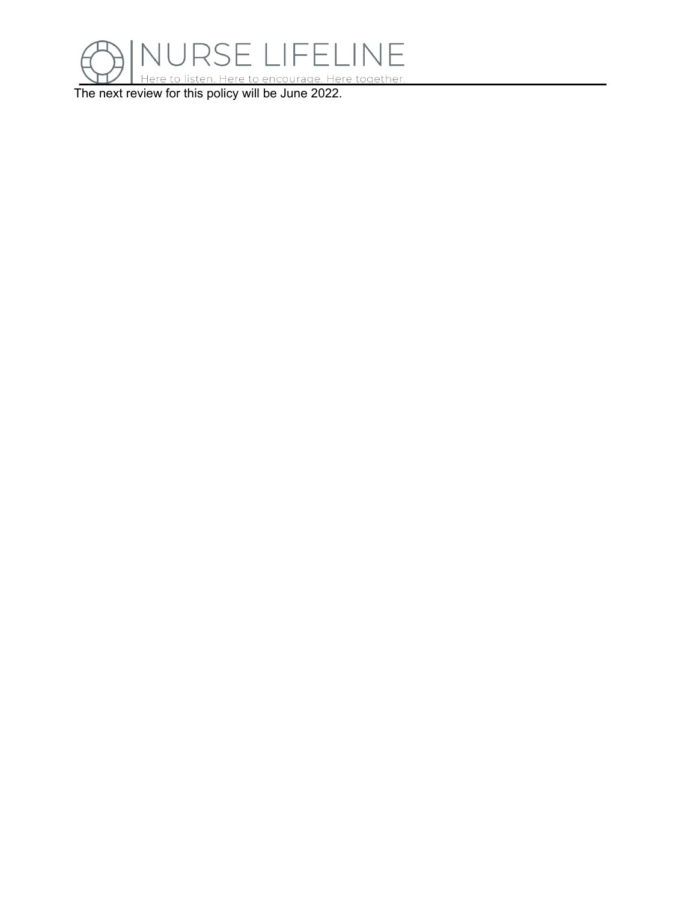The next review for this policy will be June 2022.